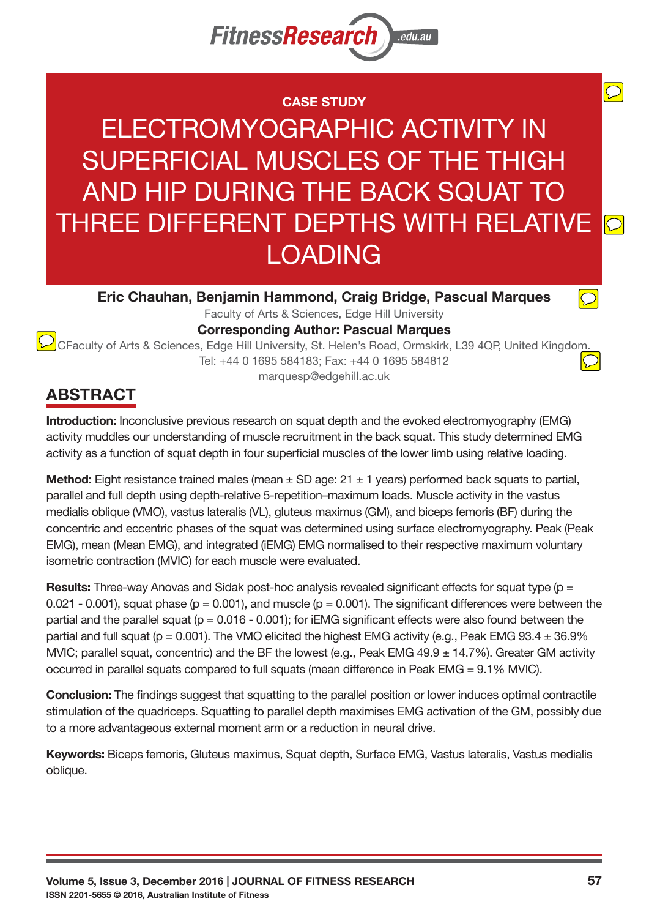CASE STUDY

# ELECTROMYOGRAPHIC ACTIVITY IN SUPERFICIAL MUSCLES OF THE THIGH AND HIP DURING THE BACK SQUAT TO THREE DIFFERENT DEPTHS WITH RELATIVE LOADING

**Eric Chauhan, Benjamin Hammond, Craig Bridge, Pascual Marques**

Faculty of Arts & Sciences, Edge Hill University

**Corresponding Author: Pascual Marques**

CFaculty of Arts & Sciences, Edge Hill University, St. Helen's Road, Ormskirk, L39 4QP, United Kingdom.
Tel: +44 0 1695 584183; Fax: +44 0 1695 584812
marquesp@edgehill.ac.uk

## ABSTRACT

**Introduction:** Inconclusive previous research on squat depth and the evoked electromyography (EMG) activity muddles our understanding of muscle recruitment in the back squat. This study determined EMG activity as a function of squat depth in four superficial muscles of the lower limb using relative loading.

**Method:** Eight resistance trained males (mean ± SD age: 21 ± 1 years) performed back squats to partial, parallel and full depth using depth-relative 5-repetition–maximum loads. Muscle activity in the vastus medialis oblique (VMO), vastus lateralis (VL), gluteus maximus (GM), and biceps femoris (BF) during the concentric and eccentric phases of the squat was determined using surface electromyography. Peak (Peak EMG), mean (Mean EMG), and integrated (iEMG) EMG normalised to their respective maximum voluntary isometric contraction (MVIC) for each muscle were evaluated.

**Results:** Three-way Anovas and Sidak post-hoc analysis revealed significant effects for squat type ($p = 0.021 - 0.001$), squat phase ($p = 0.001$), and muscle ($p = 0.001$). The significant differences were between the partial and the parallel squat ($p = 0.016 - 0.001$); for iEMG significant effects were also found between the partial and full squat ($p = 0.001$). The VMO elicited the highest EMG activity (e.g., Peak EMG 93.4 ± 36.9% MVIC; parallel squat, concentric) and the BF the lowest (e.g., Peak EMG 49.9 ± 14.7%). Greater GM activity occurred in parallel squats compared to full squats (mean difference in Peak EMG = 9.1% MVIC).

**Conclusion:** The findings suggest that squatting to the parallel position or lower induces optimal contractile stimulation of the quadriceps. Squatting to parallel depth maximises EMG activation of the GM, possibly due to a more advantageous external moment arm or a reduction in neural drive.

**Keywords:** Biceps femoris, Gluteus maximus, Squat depth, Surface EMG, Vastus lateralis, Vastus medialis oblique.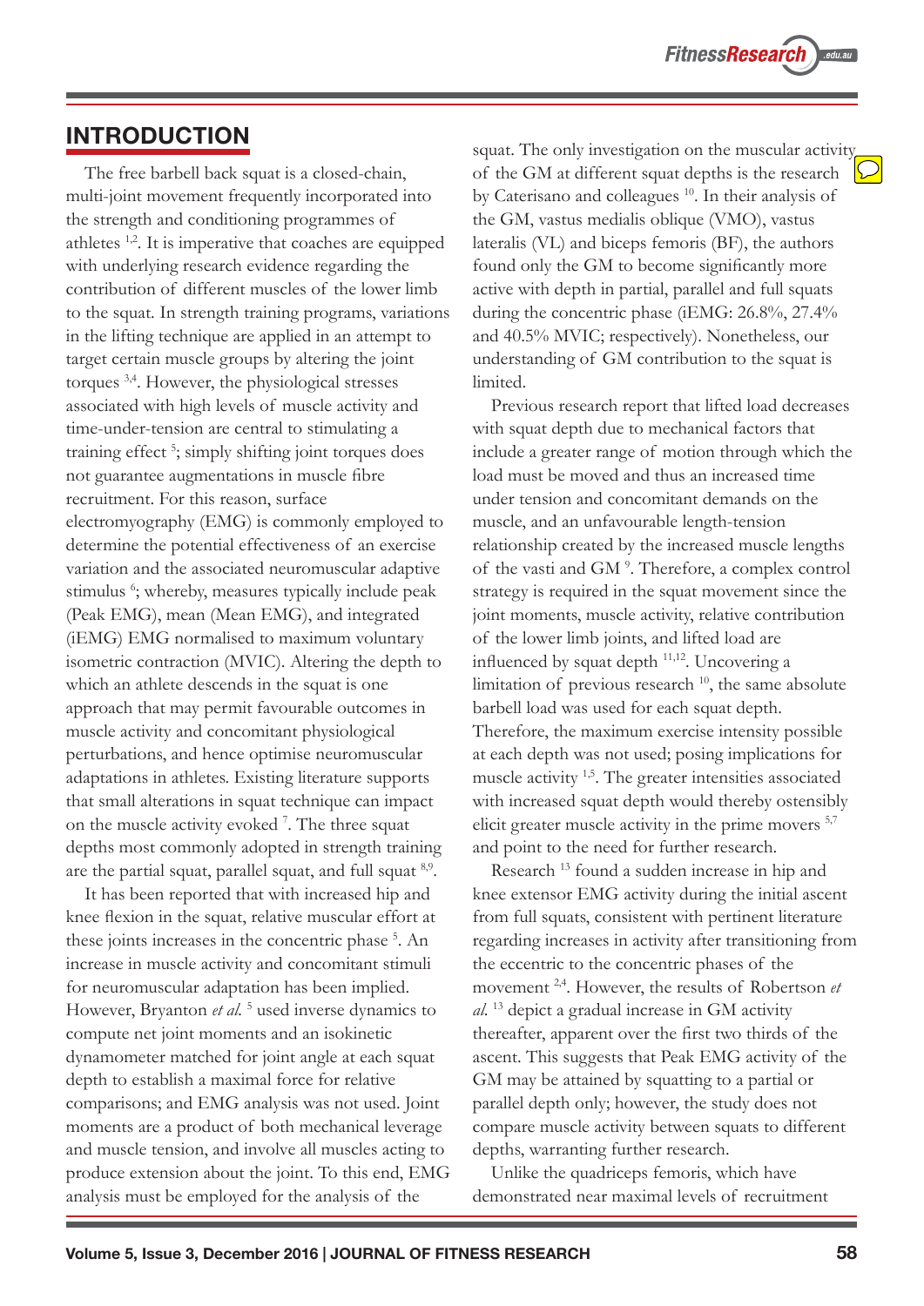## INTRODUCTION

The free barbell back squat is a closed-chain, multi-joint movement frequently incorporated into the strength and conditioning programmes of athletes [1,2]. It is imperative that coaches are equipped with underlying research evidence regarding the contribution of different muscles of the lower limb to the squat. In strength training programs, variations in the lifting technique are applied in an attempt to target certain muscle groups by altering the joint torques [3,4]. However, the physiological stresses associated with high levels of muscle activity and time-under-tension are central to stimulating a training effect [5]; simply shifting joint torques does not guarantee augmentations in muscle fibre recruitment. For this reason, surface electromyography (EMG) is commonly employed to determine the potential effectiveness of an exercise variation and the associated neuromuscular adaptive stimulus [6]; whereby, measures typically include peak (Peak EMG), mean (Mean EMG), and integrated (iEMG) EMG normalised to maximum voluntary isometric contraction (MVIC). Altering the depth to which an athlete descends in the squat is one approach that may permit favourable outcomes in muscle activity and concomitant physiological perturbations, and hence optimise neuromuscular adaptations in athletes. Existing literature supports that small alterations in squat technique can impact on the muscle activity evoked [7]. The three squat depths most commonly adopted in strength training are the partial squat, parallel squat, and full squat [8,9].

It has been reported that with increased hip and knee flexion in the squat, relative muscular effort at these joints increases in the concentric phase [5]. An increase in muscle activity and concomitant stimuli for neuromuscular adaptation has been implied. However, Bryanton *et al.* [5] used inverse dynamics to compute net joint moments and an isokinetic dynamometer matched for joint angle at each squat depth to establish a maximal force for relative comparisons; and EMG analysis was not used. Joint moments are a product of both mechanical leverage and muscle tension, and involve all muscles acting to produce extension about the joint. To this end, EMG analysis must be employed for the analysis of the squat. The only investigation on the muscular activity of the GM at different squat depths is the research by Caterisano and colleagues [10]. In their analysis of the GM, vastus medialis oblique (VMO), vastus lateralis (VL) and biceps femoris (BF), the authors found only the GM to become significantly more active with depth in partial, parallel and full squats during the concentric phase (iEMG: 26.8%, 27.4% and 40.5% MVIC; respectively). Nonetheless, our understanding of GM contribution to the squat is limited.

Previous research report that lifted load decreases with squat depth due to mechanical factors that include a greater range of motion through which the load must be moved and thus an increased time under tension and concomitant demands on the muscle, and an unfavourable length-tension relationship created by the increased muscle lengths of the vasti and GM [9]. Therefore, a complex control strategy is required in the squat movement since the joint moments, muscle activity, relative contribution of the lower limb joints, and lifted load are influenced by squat depth [11,12]. Uncovering a limitation of previous research [10], the same absolute barbell load was used for each squat depth. Therefore, the maximum exercise intensity possible at each depth was not used; posing implications for muscle activity [1,5]. The greater intensities associated with increased squat depth would thereby ostensibly elicit greater muscle activity in the prime movers [5,7] and point to the need for further research.

Research [13] found a sudden increase in hip and knee extensor EMG activity during the initial ascent from full squats, consistent with pertinent literature regarding increases in activity after transitioning from the eccentric to the concentric phases of the movement [2,4]. However, the results of Robertson *et al.* [13] depict a gradual increase in GM activity thereafter, apparent over the first two thirds of the ascent. This suggests that Peak EMG activity of the GM may be attained by squatting to a partial or parallel depth only; however, the study does not compare muscle activity between squats to different depths, warranting further research.

Unlike the quadriceps femoris, which have demonstrated near maximal levels of recruitment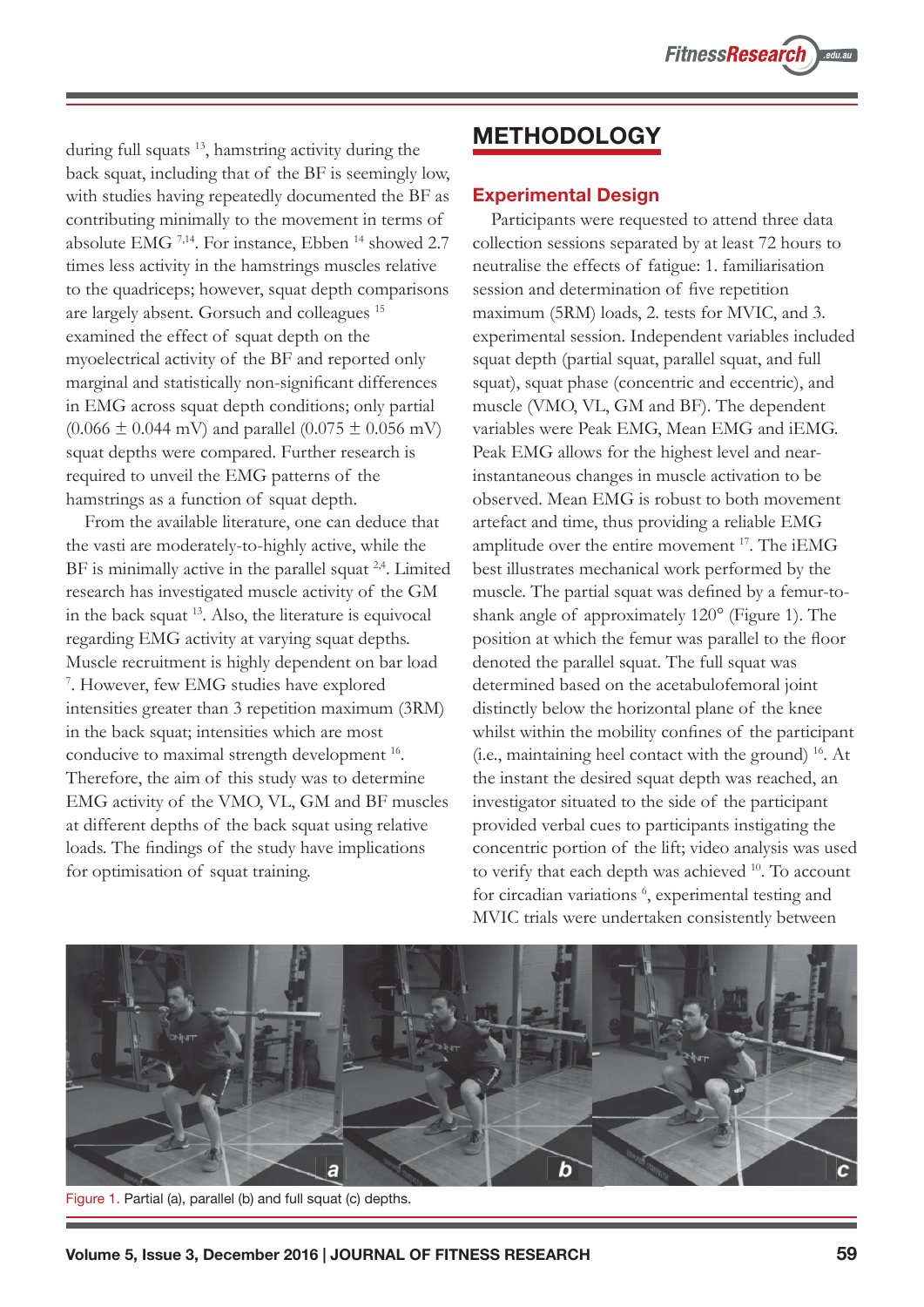during full squats [13], hamstring activity during the back squat, including that of the BF is seemingly low, with studies having repeatedly documented the BF as contributing minimally to the movement in terms of absolute EMG [7,14]. For instance, Ebben [14] showed 2.7 times less activity in the hamstrings muscles relative to the quadriceps; however, squat depth comparisons are largely absent. Gorsuch and colleagues [15] examined the effect of squat depth on the myoelectrical activity of the BF and reported only marginal and statistically non-significant differences in EMG across squat depth conditions; only partial (0.066 ± 0.044 mV) and parallel (0.075 ± 0.056 mV) squat depths were compared. Further research is required to unveil the EMG patterns of the hamstrings as a function of squat depth.

From the available literature, one can deduce that the vasti are moderately-to-highly active, while the BF is minimally active in the parallel squat [2,4]. Limited research has investigated muscle activity of the GM in the back squat [13]. Also, the literature is equivocal regarding EMG activity at varying squat depths. Muscle recruitment is highly dependent on bar load [7]. However, few EMG studies have explored intensities greater than 3 repetition maximum (3RM) in the back squat; intensities which are most conducive to maximal strength development [16]. Therefore, the aim of this study was to determine EMG activity of the VMO, VL, GM and BF muscles at different depths of the back squat using relative loads. The findings of the study have implications for optimisation of squat training.

## METHODOLOGY

### Experimental Design

Participants were requested to attend three data collection sessions separated by at least 72 hours to neutralise the effects of fatigue: 1. familiarisation session and determination of five repetition maximum (5RM) loads, 2. tests for MVIC, and 3. experimental session. Independent variables included squat depth (partial squat, parallel squat, and full squat), squat phase (concentric and eccentric), and muscle (VMO, VL, GM and BF). The dependent variables were Peak EMG, Mean EMG and iEMG. Peak EMG allows for the highest level and near-instantaneous changes in muscle activation to be observed. Mean EMG is robust to both movement artefact and time, thus providing a reliable EMG amplitude over the entire movement [17]. The iEMG best illustrates mechanical work performed by the muscle. The partial squat was defined by a femur-to-shank angle of approximately 120° (Figure 1). The position at which the femur was parallel to the floor denoted the parallel squat. The full squat was determined based on the acetabulofemoral joint distinctly below the horizontal plane of the knee whilst within the mobility confines of the participant (i.e., maintaining heel contact with the ground) [16]. At the instant the desired squat depth was reached, an investigator situated to the side of the participant provided verbal cues to participants instigating the concentric portion of the lift; video analysis was used to verify that each depth was achieved [10]. To account for circadian variations [6], experimental testing and MVIC trials were undertaken consistently between

Figure 1. Partial (a), parallel (b) and full squat (c) depths.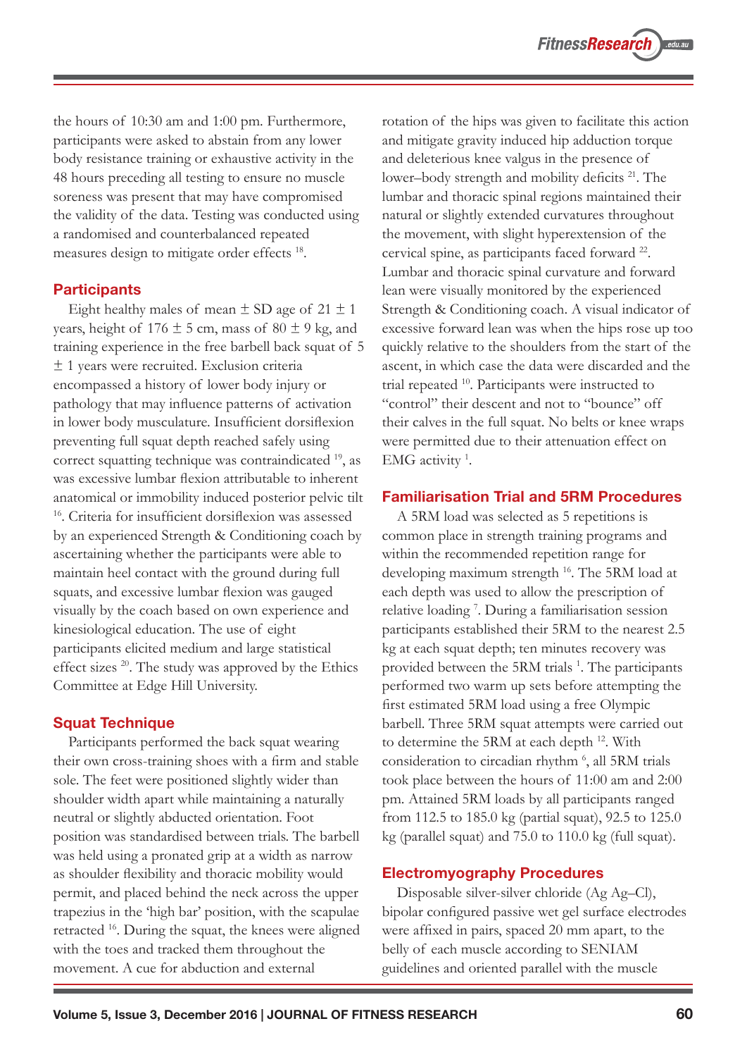the hours of 10:30 am and 1:00 pm. Furthermore, participants were asked to abstain from any lower body resistance training or exhaustive activity in the 48 hours preceding all testing to ensure no muscle soreness was present that may have compromised the validity of the data. Testing was conducted using a randomised and counterbalanced repeated measures design to mitigate order effects [18].

## Participants

Eight healthy males of mean ± SD age of 21 ± 1 years, height of 176 ± 5 cm, mass of 80 ± 9 kg, and training experience in the free barbell back squat of 5 ± 1 years were recruited. Exclusion criteria encompassed a history of lower body injury or pathology that may influence patterns of activation in lower body musculature. Insufficient dorsiflexion preventing full squat depth reached safely using correct squatting technique was contraindicated [19], as was excessive lumbar flexion attributable to inherent anatomical or immobility induced posterior pelvic tilt [16]. Criteria for insufficient dorsiflexion was assessed by an experienced Strength & Conditioning coach by ascertaining whether the participants were able to maintain heel contact with the ground during full squats, and excessive lumbar flexion was gauged visually by the coach based on own experience and kinesiological education. The use of eight participants elicited medium and large statistical effect sizes [20]. The study was approved by the Ethics Committee at Edge Hill University.

## Squat Technique

Participants performed the back squat wearing their own cross-training shoes with a firm and stable sole. The feet were positioned slightly wider than shoulder width apart while maintaining a naturally neutral or slightly abducted orientation. Foot position was standardised between trials. The barbell was held using a pronated grip at a width as narrow as shoulder flexibility and thoracic mobility would permit, and placed behind the neck across the upper trapezius in the 'high bar' position, with the scapulae retracted [16]. During the squat, the knees were aligned with the toes and tracked them throughout the movement. A cue for abduction and external rotation of the hips was given to facilitate this action and mitigate gravity induced hip adduction torque and deleterious knee valgus in the presence of lower–body strength and mobility deficits [21]. The lumbar and thoracic spinal regions maintained their natural or slightly extended curvatures throughout the movement, with slight hyperextension of the cervical spine, as participants faced forward [22]. Lumbar and thoracic spinal curvature and forward lean were visually monitored by the experienced Strength & Conditioning coach. A visual indicator of excessive forward lean was when the hips rose up too quickly relative to the shoulders from the start of the ascent, in which case the data were discarded and the trial repeated [10]. Participants were instructed to "control" their descent and not to "bounce" off their calves in the full squat. No belts or knee wraps were permitted due to their attenuation effect on EMG activity [1].

## Familiarisation Trial and 5RM Procedures

A 5RM load was selected as 5 repetitions is common place in strength training programs and within the recommended repetition range for developing maximum strength [16]. The 5RM load at each depth was used to allow the prescription of relative loading [7]. During a familiarisation session participants established their 5RM to the nearest 2.5 kg at each squat depth; ten minutes recovery was provided between the 5RM trials [1]. The participants performed two warm up sets before attempting the first estimated 5RM load using a free Olympic barbell. Three 5RM squat attempts were carried out to determine the 5RM at each depth [12]. With consideration to circadian rhythm [6], all 5RM trials took place between the hours of 11:00 am and 2:00 pm. Attained 5RM loads by all participants ranged from 112.5 to 185.0 kg (partial squat), 92.5 to 125.0 kg (parallel squat) and 75.0 to 110.0 kg (full squat).

## Electromyography Procedures

Disposable silver-silver chloride (Ag Ag–Cl), bipolar configured passive wet gel surface electrodes were affixed in pairs, spaced 20 mm apart, to the belly of each muscle according to SENIAM guidelines and oriented parallel with the muscle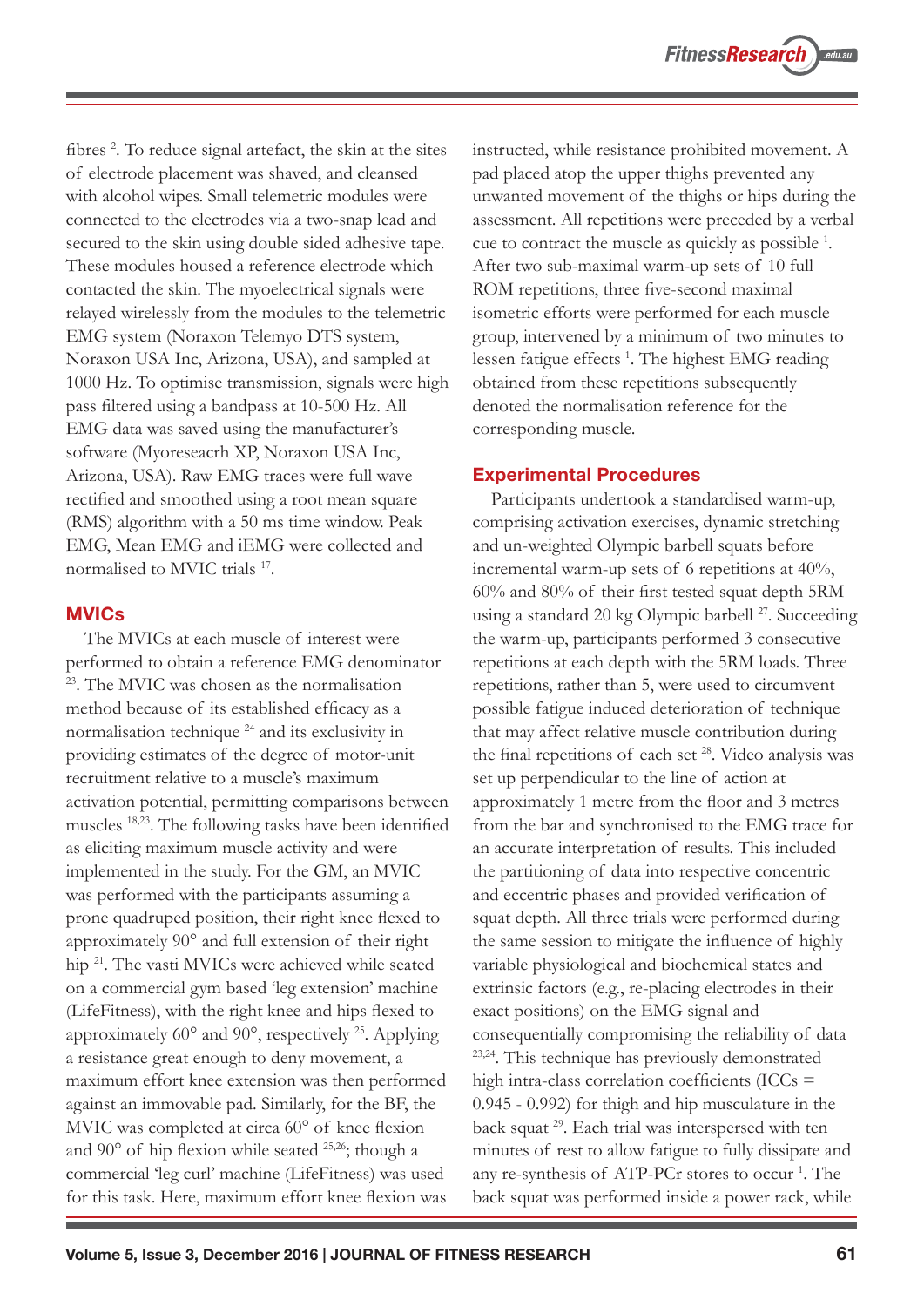fibres [2]. To reduce signal artefact, the skin at the sites of electrode placement was shaved, and cleansed with alcohol wipes. Small telemetric modules were connected to the electrodes via a two-snap lead and secured to the skin using double sided adhesive tape. These modules housed a reference electrode which contacted the skin. The myoelectrical signals were relayed wirelessly from the modules to the telemetric EMG system (Noraxon Telemyo DTS system, Noraxon USA Inc, Arizona, USA), and sampled at 1000 Hz. To optimise transmission, signals were high pass filtered using a bandpass at 10-500 Hz. All EMG data was saved using the manufacturer's software (Myoreseacrh XP, Noraxon USA Inc, Arizona, USA). Raw EMG traces were full wave rectified and smoothed using a root mean square (RMS) algorithm with a 50 ms time window. Peak EMG, Mean EMG and iEMG were collected and normalised to MVIC trials [17].

### MVICs

The MVICs at each muscle of interest were performed to obtain a reference EMG denominator [23]. The MVIC was chosen as the normalisation method because of its established efficacy as a normalisation technique [24] and its exclusivity in providing estimates of the degree of motor-unit recruitment relative to a muscle's maximum activation potential, permitting comparisons between muscles [18,23]. The following tasks have been identified as eliciting maximum muscle activity and were implemented in the study. For the GM, an MVIC was performed with the participants assuming a prone quadruped position, their right knee flexed to approximately 90° and full extension of their right hip [21]. The vasti MVICs were achieved while seated on a commercial gym based 'leg extension' machine (LifeFitness), with the right knee and hips flexed to approximately 60° and 90°, respectively [25]. Applying a resistance great enough to deny movement, a maximum effort knee extension was then performed against an immovable pad. Similarly, for the BF, the MVIC was completed at circa 60° of knee flexion and 90° of hip flexion while seated [25,26]; though a commercial 'leg curl' machine (LifeFitness) was used for this task. Here, maximum effort knee flexion was instructed, while resistance prohibited movement. A pad placed atop the upper thighs prevented any unwanted movement of the thighs or hips during the assessment. All repetitions were preceded by a verbal cue to contract the muscle as quickly as possible [1]. After two sub-maximal warm-up sets of 10 full ROM repetitions, three five-second maximal isometric efforts were performed for each muscle group, intervened by a minimum of two minutes to lessen fatigue effects [1]. The highest EMG reading obtained from these repetitions subsequently denoted the normalisation reference for the corresponding muscle.

### Experimental Procedures

Participants undertook a standardised warm-up, comprising activation exercises, dynamic stretching and un-weighted Olympic barbell squats before incremental warm-up sets of 6 repetitions at 40%, 60% and 80% of their first tested squat depth 5RM using a standard 20 kg Olympic barbell [27]. Succeeding the warm-up, participants performed 3 consecutive repetitions at each depth with the 5RM loads. Three repetitions, rather than 5, were used to circumvent possible fatigue induced deterioration of technique that may affect relative muscle contribution during the final repetitions of each set [28]. Video analysis was set up perpendicular to the line of action at approximately 1 metre from the floor and 3 metres from the bar and synchronised to the EMG trace for an accurate interpretation of results. This included the partitioning of data into respective concentric and eccentric phases and provided verification of squat depth. All three trials were performed during the same session to mitigate the influence of highly variable physiological and biochemical states and extrinsic factors (e.g., re-placing electrodes in their exact positions) on the EMG signal and consequentially compromising the reliability of data [23,24]. This technique has previously demonstrated high intra-class correlation coefficients (ICCs = 0.945 - 0.992) for thigh and hip musculature in the back squat [29]. Each trial was interspersed with ten minutes of rest to allow fatigue to fully dissipate and any re-synthesis of ATP-PCr stores to occur [1]. The back squat was performed inside a power rack, while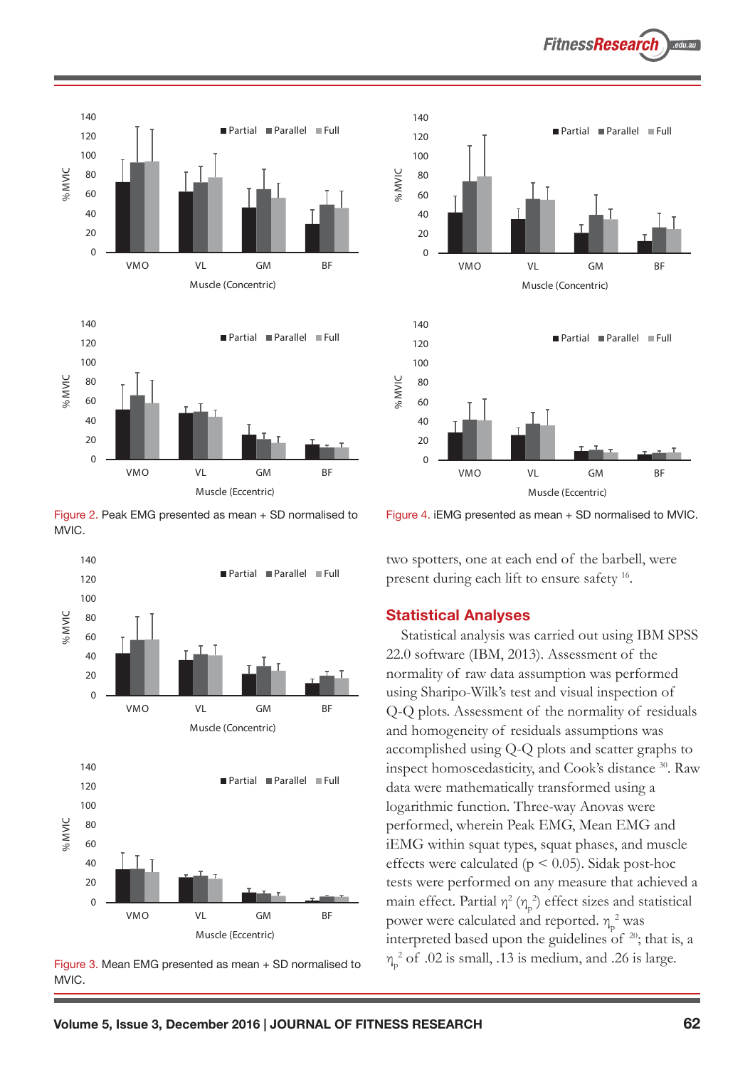Figure 2. Peak EMG presented as mean + SD normalised to MVIC.

Figure 4. iEMG presented as mean + SD normalised to MVIC.

Figure 3. Mean EMG presented as mean + SD normalised to MVIC.

two spotters, one at each end of the barbell, were present during each lift to ensure safety [16].

## Statistical Analyses

Statistical analysis was carried out using IBM SPSS 22.0 software (IBM, 2013). Assessment of the normality of raw data assumption was performed using Sharipo-Wilk's test and visual inspection of Q-Q plots. Assessment of the normality of residuals and homogeneity of residuals assumptions was accomplished using Q-Q plots and scatter graphs to inspect homoscedasticity, and Cook's distance [30]. Raw data were mathematically transformed using a logarithmic function. Three-way Anovas were performed, wherein Peak EMG, Mean EMG and iEMG within squat types, squat phases, and muscle effects were calculated ($p < 0.05$). Sidak post-hoc tests were performed on any measure that achieved a main effect. Partial $\eta^2$ ($\eta_p^2$) effect sizes and statistical power were calculated and reported. $\eta_p^2$ was interpreted based upon the guidelines of [20]; that is, a $\eta_p^2$ of .02 is small, .13 is medium, and .26 is large.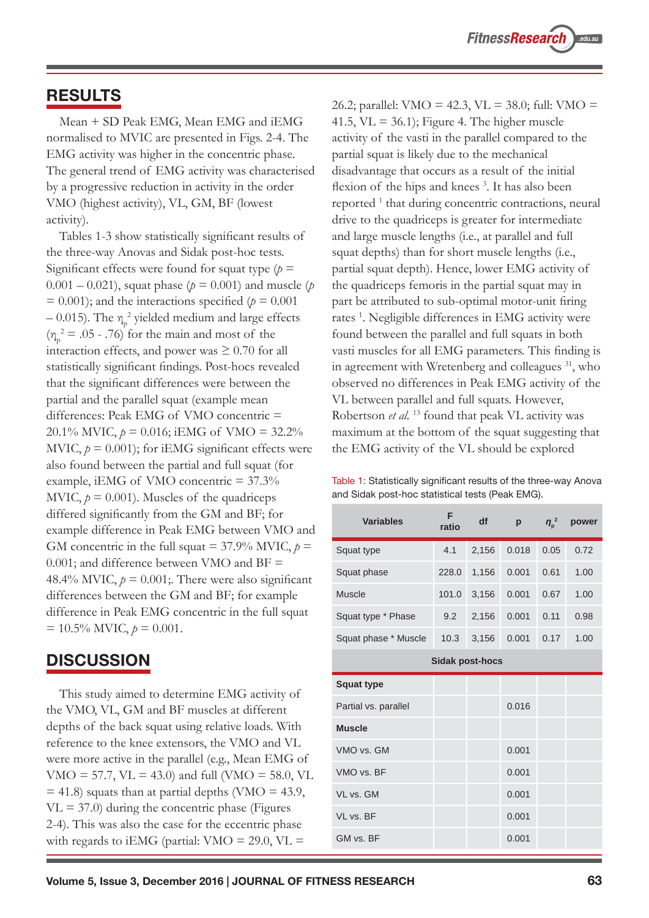## RESULTS

Mean + SD Peak EMG, Mean EMG and iEMG normalised to MVIC are presented in Figs. 2-4. The EMG activity was higher in the concentric phase. The general trend of EMG activity was characterised by a progressive reduction in activity in the order VMO (highest activity), VL, GM, BF (lowest activity).

Tables 1-3 show statistically significant results of the three-way Anovas and Sidak post-hoc tests. Significant effects were found for squat type ($p$ = 0.001 – 0.021), squat phase ($p$ = 0.001) and muscle ($p$ = 0.001); and the interactions specified ($p$ = 0.001 – 0.015). The $\eta_p^2$ yielded medium and large effects ($\eta_p^2$ = .05 - .76) for the main and most of the interaction effects, and power was ≥ 0.70 for all statistically significant findings. Post-hocs revealed that the significant differences were between the partial and the parallel squat (example mean differences: Peak EMG of VMO concentric = 20.1% MVIC, $p$ = 0.016; iEMG of VMO = 32.2% MVIC, $p$ = 0.001); for iEMG significant effects were also found between the partial and full squat (for example, iEMG of VMO concentric = 37.3% MVIC, $p$ = 0.001). Muscles of the quadriceps differed significantly from the GM and BF; for example difference in Peak EMG between VMO and GM concentric in the full squat = 37.9% MVIC, $p$ = 0.001; and difference between VMO and BF = 48.4% MVIC, $p$ = 0.001;. There were also significant differences between the GM and BF; for example difference in Peak EMG concentric in the full squat = 10.5% MVIC, $p$ = 0.001.

## DISCUSSION

This study aimed to determine EMG activity of the VMO, VL, GM and BF muscles at different depths of the back squat using relative loads. With reference to the knee extensors, the VMO and VL were more active in the parallel (e.g., Mean EMG of VMO = 57.7, VL = 43.0) and full (VMO = 58.0, VL = 41.8) squats than at partial depths (VMO = 43.9, VL = 37.0) during the concentric phase (Figures 2-4). This was also the case for the eccentric phase with regards to iEMG (partial: VMO = 29.0, VL = 26.2; parallel: VMO = 42.3, VL = 38.0; full: VMO = 41.5, VL = 36.1); Figure 4. The higher muscle activity of the vasti in the parallel compared to the partial squat is likely due to the mechanical disadvantage that occurs as a result of the initial flexion of the hips and knees [3]. It has also been reported [1] that during concentric contractions, neural drive to the quadriceps is greater for intermediate and large muscle lengths (i.e., at parallel and full squat depths) than for short muscle lengths (i.e., partial squat depth). Hence, lower EMG activity of the quadriceps femoris in the partial squat may in part be attributed to sub-optimal motor-unit firing rates [1]. Negligible differences in EMG activity were found between the parallel and full squats in both vasti muscles for all EMG parameters. This finding is in agreement with Wretenberg and colleagues [31], who observed no differences in Peak EMG activity of the VL between parallel and full squats. However, Robertson *et al.* [13] found that peak VL activity was maximum at the bottom of the squat suggesting that the EMG activity of the VL should be explored

Table 1: Statistically significant results of the three-way Anova and Sidak post-hoc statistical tests (Peak EMG).

| Variables | F ratio | df | p | $\eta_p^2$ | power |
|---|---|---|---|---|---|
| Squat type | 4.1 | 2,156 | 0.018 | 0.05 | 0.72 |
| Squat phase | 228.0 | 1,156 | 0.001 | 0.61 | 1.00 |
| Muscle | 101.0 | 3,156 | 0.001 | 0.67 | 1.00 |
| Squat type * Phase | 9.2 | 2,156 | 0.001 | 0.11 | 0.98 |
| Squat phase * Muscle | 10.3 | 3,156 | 0.001 | 0.17 | 1.00 |
| **Sidak post-hocs** | | | | | |
| **Squat type** | | | | | |
| Partial vs. parallel | | | 0.016 | | |
| **Muscle** | | | | | |
| VMO vs. GM | | | 0.001 | | |
| VMO vs. BF | | | 0.001 | | |
| VL vs. GM | | | 0.001 | | |
| VL vs. BF | | | 0.001 | | |
| GM vs. BF | | | 0.001 | | |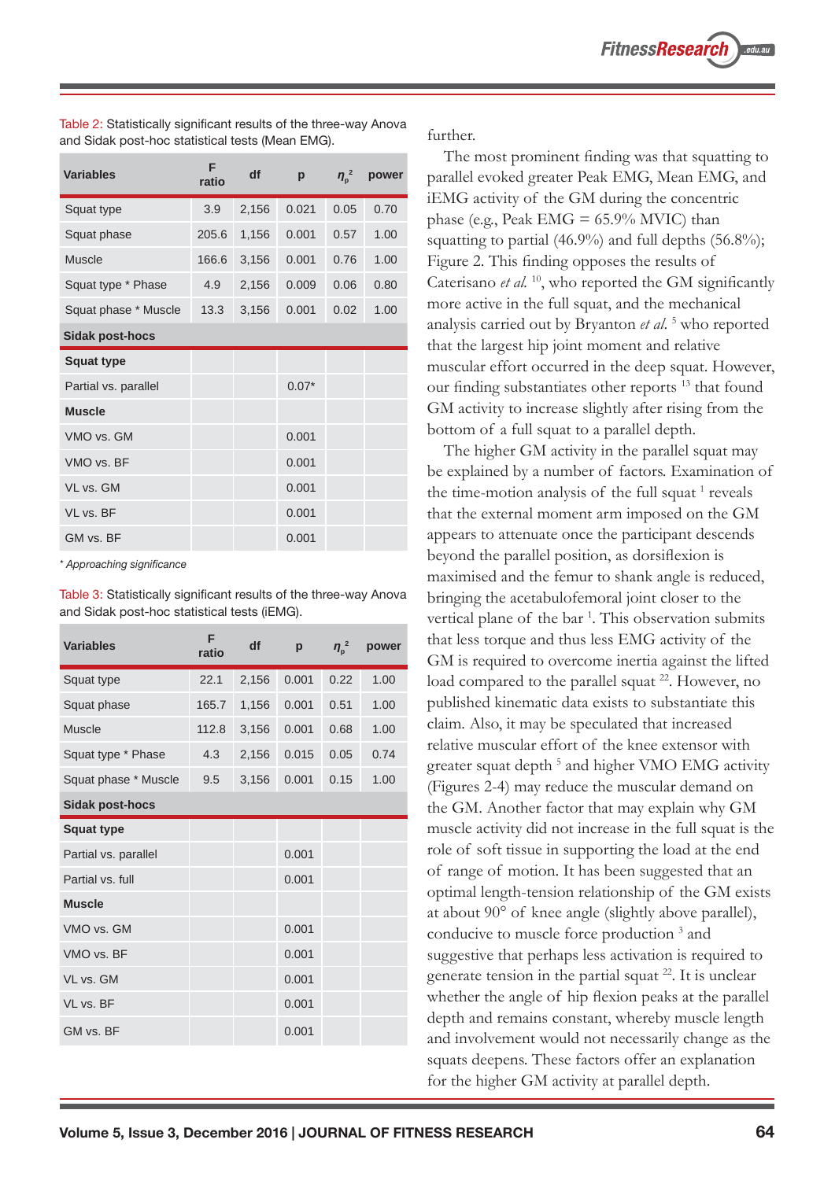Table 2: Statistically significant results of the three-way Anova and Sidak post-hoc statistical tests (Mean EMG).

| Variables | F ratio | df | p | $\eta_p^2$ | power |
|---|---|---|---|---|---|
| Squat type | 3.9 | 2,156 | 0.021 | 0.05 | 0.70 |
| Squat phase | 205.6 | 1,156 | 0.001 | 0.57 | 1.00 |
| Muscle | 166.6 | 3,156 | 0.001 | 0.76 | 1.00 |
| Squat type * Phase | 4.9 | 2,156 | 0.009 | 0.06 | 0.80 |
| Squat phase * Muscle | 13.3 | 3,156 | 0.001 | 0.02 | 1.00 |
| **Sidak post-hocs** | | | | | |
| **Squat type** | | | | | |
| Partial vs. parallel | | | 0.07* | | |
| **Muscle** | | | | | |
| VMO vs. GM | | | 0.001 | | |
| VMO vs. BF | | | 0.001 | | |
| VL vs. GM | | | 0.001 | | |
| VL vs. BF | | | 0.001 | | |
| GM vs. BF | | | 0.001 | | |

*\* Approaching significance*

Table 3: Statistically significant results of the three-way Anova and Sidak post-hoc statistical tests (iEMG).

| Variables | F ratio | df | p | $\eta_p^2$ | power |
|---|---|---|---|---|---|
| Squat type | 22.1 | 2,156 | 0.001 | 0.22 | 1.00 |
| Squat phase | 165.7 | 1,156 | 0.001 | 0.51 | 1.00 |
| Muscle | 112.8 | 3,156 | 0.001 | 0.68 | 1.00 |
| Squat type * Phase | 4.3 | 2,156 | 0.015 | 0.05 | 0.74 |
| Squat phase * Muscle | 9.5 | 3,156 | 0.001 | 0.15 | 1.00 |
| **Sidak post-hocs** | | | | | |
| **Squat type** | | | | | |
| Partial vs. parallel | | | 0.001 | | |
| Partial vs. full | | | 0.001 | | |
| **Muscle** | | | | | |
| VMO vs. GM | | | 0.001 | | |
| VMO vs. BF | | | 0.001 | | |
| VL vs. GM | | | 0.001 | | |
| VL vs. BF | | | 0.001 | | |
| GM vs. BF | | | 0.001 | | |

further.

The most prominent finding was that squatting to parallel evoked greater Peak EMG, Mean EMG, and iEMG activity of the GM during the concentric phase (e.g., Peak EMG = 65.9% MVIC) than squatting to partial (46.9%) and full depths (56.8%); Figure 2. This finding opposes the results of Caterisano *et al.* [10], who reported the GM significantly more active in the full squat, and the mechanical analysis carried out by Bryanton *et al.* [5] who reported that the largest hip joint moment and relative muscular effort occurred in the deep squat. However, our finding substantiates other reports [13] that found GM activity to increase slightly after rising from the bottom of a full squat to a parallel depth.

The higher GM activity in the parallel squat may be explained by a number of factors. Examination of the time-motion analysis of the full squat [1] reveals that the external moment arm imposed on the GM appears to attenuate once the participant descends beyond the parallel position, as dorsiflexion is maximised and the femur to shank angle is reduced, bringing the acetabulofemoral joint closer to the vertical plane of the bar [1]. This observation submits that less torque and thus less EMG activity of the GM is required to overcome inertia against the lifted load compared to the parallel squat [22]. However, no published kinematic data exists to substantiate this claim. Also, it may be speculated that increased relative muscular effort of the knee extensor with greater squat depth [5] and higher VMO EMG activity (Figures 2-4) may reduce the muscular demand on the GM. Another factor that may explain why GM muscle activity did not increase in the full squat is the role of soft tissue in supporting the load at the end of range of motion. It has been suggested that an optimal length-tension relationship of the GM exists at about 90° of knee angle (slightly above parallel), conducive to muscle force production [3] and suggestive that perhaps less activation is required to generate tension in the partial squat [22]. It is unclear whether the angle of hip flexion peaks at the parallel depth and remains constant, whereby muscle length and involvement would not necessarily change as the squats deepens. These factors offer an explanation for the higher GM activity at parallel depth.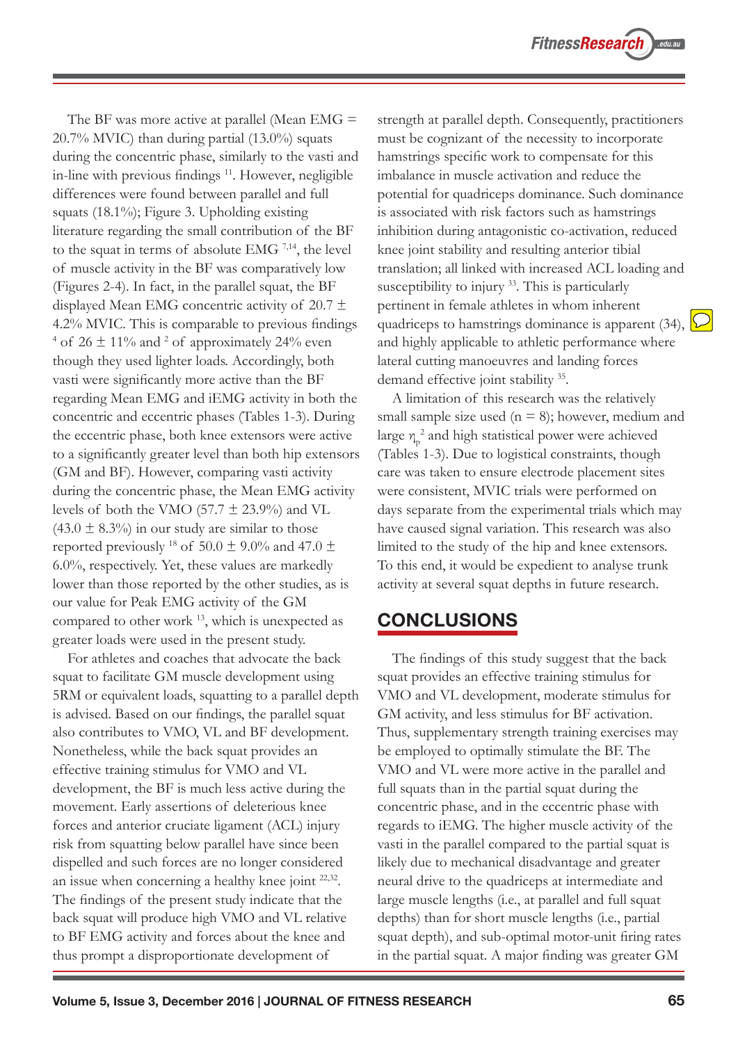The BF was more active at parallel (Mean EMG = 20.7% MVIC) than during partial (13.0%) squats during the concentric phase, similarly to the vasti and in-line with previous findings [11]. However, negligible differences were found between parallel and full squats (18.1%); Figure 3. Upholding existing literature regarding the small contribution of the BF to the squat in terms of absolute EMG [7,14], the level of muscle activity in the BF was comparatively low (Figures 2-4). In fact, in the parallel squat, the BF displayed Mean EMG concentric activity of 20.7 ± 4.2% MVIC. This is comparable to previous findings [4] of 26 ± 11% and [2] of approximately 24% even though they used lighter loads. Accordingly, both vasti were significantly more active than the BF regarding Mean EMG and iEMG activity in both the concentric and eccentric phases (Tables 1-3). During the eccentric phase, both knee extensors were active to a significantly greater level than both hip extensors (GM and BF). However, comparing vasti activity during the concentric phase, the Mean EMG activity levels of both the VMO (57.7 ± 23.9%) and VL (43.0 ± 8.3%) in our study are similar to those reported previously [18] of 50.0 ± 9.0% and 47.0 ± 6.0%, respectively. Yet, these values are markedly lower than those reported by the other studies, as is our value for Peak EMG activity of the GM compared to other work [13], which is unexpected as greater loads were used in the present study.

For athletes and coaches that advocate the back squat to facilitate GM muscle development using 5RM or equivalent loads, squatting to a parallel depth is advised. Based on our findings, the parallel squat also contributes to VMO, VL and BF development. Nonetheless, while the back squat provides an effective training stimulus for VMO and VL development, the BF is much less active during the movement. Early assertions of deleterious knee forces and anterior cruciate ligament (ACL) injury risk from squatting below parallel have since been dispelled and such forces are no longer considered an issue when concerning a healthy knee joint [22,32]. The findings of the present study indicate that the back squat will produce high VMO and VL relative to BF EMG activity and forces about the knee and thus prompt a disproportionate development of strength at parallel depth. Consequently, practitioners must be cognizant of the necessity to incorporate hamstrings specific work to compensate for this imbalance in muscle activation and reduce the potential for quadriceps dominance. Such dominance is associated with risk factors such as hamstrings inhibition during antagonistic co-activation, reduced knee joint stability and resulting anterior tibial translation; all linked with increased ACL loading and susceptibility to injury [33]. This is particularly pertinent in female athletes in whom inherent quadriceps to hamstrings dominance is apparent (34), and highly applicable to athletic performance where lateral cutting manoeuvres and landing forces demand effective joint stability [35].

A limitation of this research was the relatively small sample size used (n = 8); however, medium and large $\eta_p^2$ and high statistical power were achieved (Tables 1-3). Due to logistical constraints, though care was taken to ensure electrode placement sites were consistent, MVIC trials were performed on days separate from the experimental trials which may have caused signal variation. This research was also limited to the study of the hip and knee extensors. To this end, it would be expedient to analyse trunk activity at several squat depths in future research.

## CONCLUSIONS

The findings of this study suggest that the back squat provides an effective training stimulus for VMO and VL development, moderate stimulus for GM activity, and less stimulus for BF activation. Thus, supplementary strength training exercises may be employed to optimally stimulate the BF. The VMO and VL were more active in the parallel and full squats than in the partial squat during the concentric phase, and in the eccentric phase with regards to iEMG. The higher muscle activity of the vasti in the parallel compared to the partial squat is likely due to mechanical disadvantage and greater neural drive to the quadriceps at intermediate and large muscle lengths (i.e., at parallel and full squat depths) than for short muscle lengths (i.e., partial squat depth), and sub-optimal motor-unit firing rates in the partial squat. A major finding was greater GM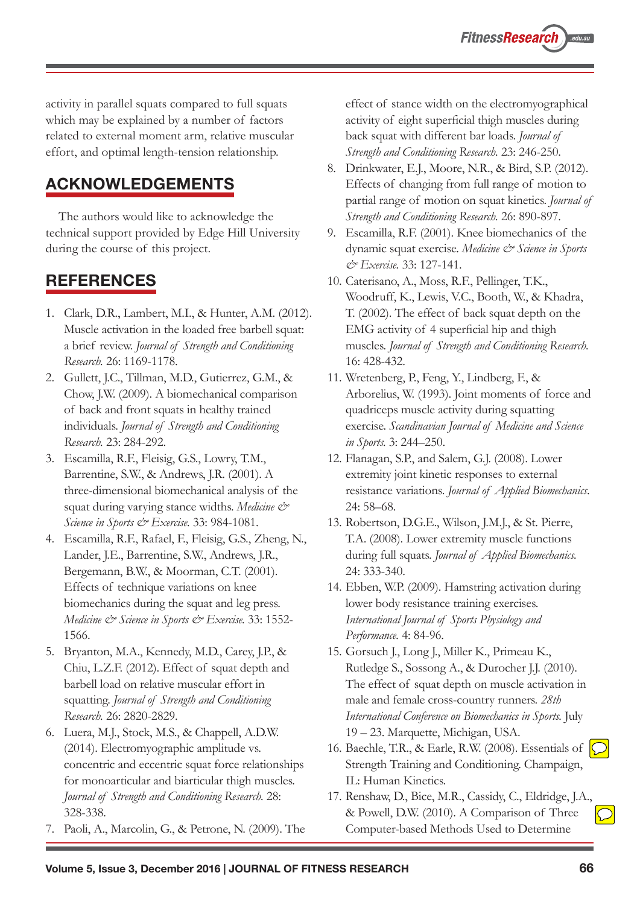activity in parallel squats compared to full squats which may be explained by a number of factors related to external moment arm, relative muscular effort, and optimal length-tension relationship.

## ACKNOWLEDGEMENTS

The authors would like to acknowledge the technical support provided by Edge Hill University during the course of this project.

## REFERENCES

1. Clark, D.R., Lambert, M.I., & Hunter, A.M. (2012). Muscle activation in the loaded free barbell squat: a brief review. *Journal of Strength and Conditioning Research.* 26: 1169-1178.
2. Gullett, J.C., Tillman, M.D., Gutierrez, G.M., & Chow, J.W. (2009). A biomechanical comparison of back and front squats in healthy trained individuals. *Journal of Strength and Conditioning Research.* 23: 284-292.
3. Escamilla, R.F., Fleisig, G.S., Lowry, T.M., Barrentine, S.W., & Andrews, J.R. (2001). A three-dimensional biomechanical analysis of the squat during varying stance widths. *Medicine & Science in Sports & Exercise.* 33: 984-1081.
4. Escamilla, R.F., Rafael, F., Fleisig, G.S., Zheng, N., Lander, J.E., Barrentine, S.W., Andrews, J.R., Bergemann, B.W., & Moorman, C.T. (2001). Effects of technique variations on knee biomechanics during the squat and leg press. *Medicine & Science in Sports & Exercise.* 33: 1552-1566.
5. Bryanton, M.A., Kennedy, M.D., Carey, J.P., & Chiu, L.Z.F. (2012). Effect of squat depth and barbell load on relative muscular effort in squatting. *Journal of Strength and Conditioning Research.* 26: 2820-2829.
6. Luera, M.J., Stock, M.S., & Chappell, A.D.W. (2014). Electromyographic amplitude vs. concentric and eccentric squat force relationships for monoarticular and biarticular thigh muscles. *Journal of Strength and Conditioning Research.* 28: 328-338.
7. Paoli, A., Marcolin, G., & Petrone, N. (2009). The effect of stance width on the electromyographical activity of eight superficial thigh muscles during back squat with different bar loads. *Journal of Strength and Conditioning Research.* 23: 246-250.
8. Drinkwater, E.J., Moore, N.R., & Bird, S.P. (2012). Effects of changing from full range of motion to partial range of motion on squat kinetics. *Journal of Strength and Conditioning Research.* 26: 890-897.
9. Escamilla, R.F. (2001). Knee biomechanics of the dynamic squat exercise. *Medicine & Science in Sports & Exercise.* 33: 127-141.
10. Caterisano, A., Moss, R.F., Pellinger, T.K., Woodruff, K., Lewis, V.C., Booth, W., & Khadra, T. (2002). The effect of back squat depth on the EMG activity of 4 superficial hip and thigh muscles. *Journal of Strength and Conditioning Research.* 16: 428-432.
11. Wretenberg, P., Feng, Y., Lindberg, F., & Arborelius, W. (1993). Joint moments of force and quadriceps muscle activity during squatting exercise. *Scandinavian Journal of Medicine and Science in Sports.* 3: 244–250.
12. Flanagan, S.P., and Salem, G.J. (2008). Lower extremity joint kinetic responses to external resistance variations. *Journal of Applied Biomechanics.* 24: 58–68.
13. Robertson, D.G.E., Wilson, J.M.J., & St. Pierre, T.A. (2008). Lower extremity muscle functions during full squats. *Journal of Applied Biomechanics.* 24: 333-340.
14. Ebben, W.P. (2009). Hamstring activation during lower body resistance training exercises. *International Journal of Sports Physiology and Performance.* 4: 84-96.
15. Gorsuch J., Long J., Miller K., Primeau K., Rutledge S., Sossong A., & Durocher J.J. (2010). The effect of squat depth on muscle activation in male and female cross-country runners. *28th International Conference on Biomechanics in Sports.* July 19 – 23. Marquette, Michigan, USA.
16. Baechle, T.R., & Earle, R.W. (2008). Essentials of Strength Training and Conditioning. Champaign, IL: Human Kinetics.
17. Renshaw, D., Bice, M.R., Cassidy, C., Eldridge, J.A., & Powell, D.W. (2010). A Comparison of Three Computer-based Methods Used to Determine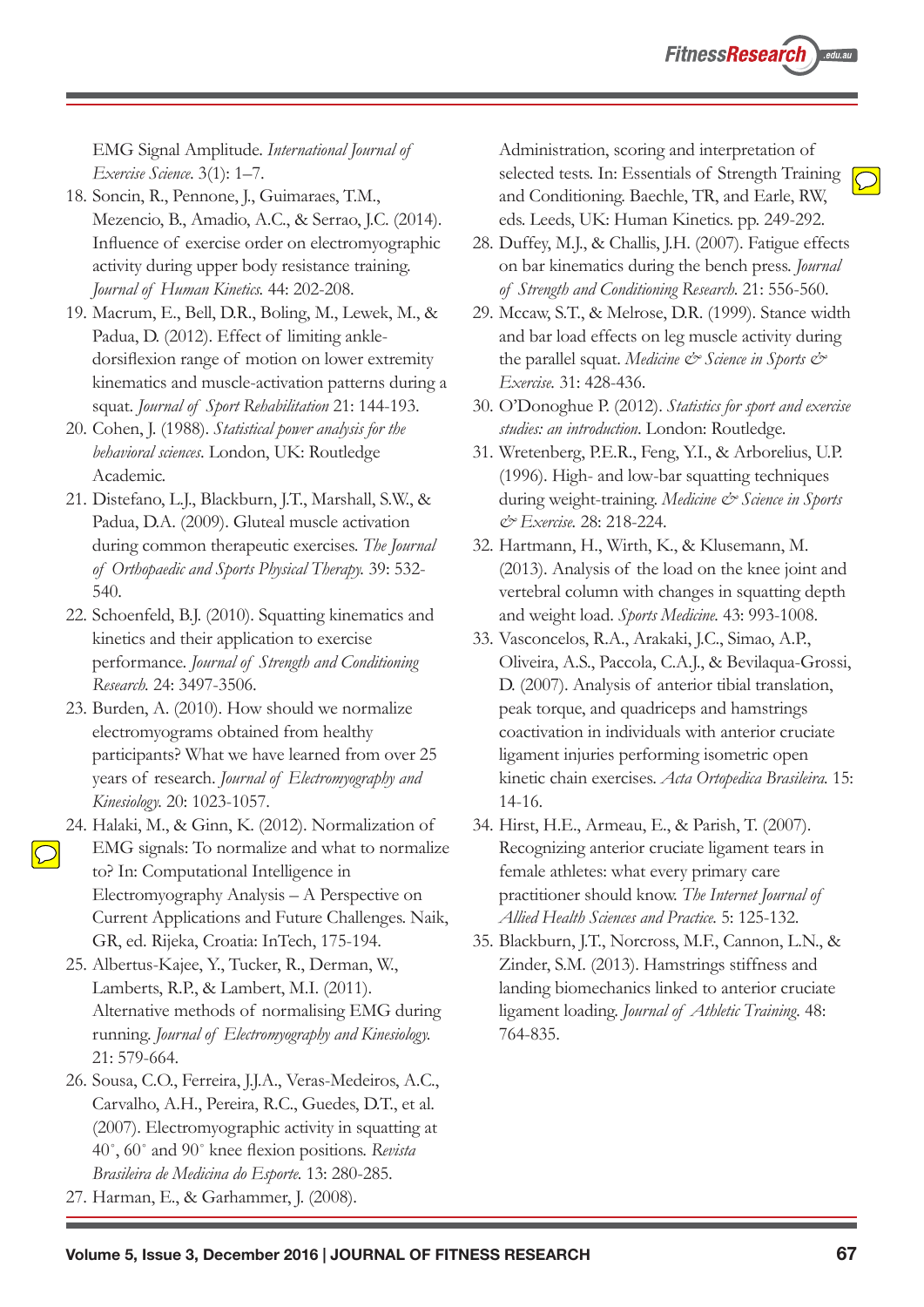EMG Signal Amplitude. *International Journal of Exercise Science*. 3(1): 1–7.

18. Soncin, R., Pennone, J., Guimaraes, T.M., Mezencio, B., Amadio, A.C., & Serrao, J.C. (2014). Influence of exercise order on electromyographic activity during upper body resistance training. *Journal of Human Kinetics*. 44: 202-208.
19. Macrum, E., Bell, D.R., Boling, M., Lewek, M., & Padua, D. (2012). Effect of limiting ankle-dorsiflexion range of motion on lower extremity kinematics and muscle-activation patterns during a squat. *Journal of Sport Rehabilitation* 21: 144-193.
20. Cohen, J. (1988). *Statistical power analysis for the behavioral sciences*. London, UK: Routledge Academic.
21. Distefano, L.J., Blackburn, J.T., Marshall, S.W., & Padua, D.A. (2009). Gluteal muscle activation during common therapeutic exercises. *The Journal of Orthopaedic and Sports Physical Therapy*. 39: 532-540.
22. Schoenfeld, B.J. (2010). Squatting kinematics and kinetics and their application to exercise performance. *Journal of Strength and Conditioning Research*. 24: 3497-3506.
23. Burden, A. (2010). How should we normalize electromyograms obtained from healthy participants? What we have learned from over 25 years of research. *Journal of Electromyography and Kinesiology*. 20: 1023-1057.
24. Halaki, M., & Ginn, K. (2012). Normalization of EMG signals: To normalize and what to normalize to? In: Computational Intelligence in Electromyography Analysis – A Perspective on Current Applications and Future Challenges. Naik, GR, ed. Rijeka, Croatia: InTech, 175-194.
25. Albertus-Kajee, Y., Tucker, R., Derman, W., Lamberts, R.P., & Lambert, M.I. (2011). Alternative methods of normalising EMG during running. *Journal of Electromyography and Kinesiology*. 21: 579-664.
26. Sousa, C.O., Ferreira, J.J.A., Veras-Medeiros, A.C., Carvalho, A.H., Pereira, R.C., Guedes, D.T., et al. (2007). Electromyographic activity in squatting at 40˚, 60˚ and 90˚ knee flexion positions. *Revista Brasileira de Medicina do Esporte*. 13: 280-285.
27. Harman, E., & Garhammer, J. (2008). Administration, scoring and interpretation of selected tests. In: Essentials of Strength Training and Conditioning. Baechle, TR, and Earle, RW, eds. Leeds, UK: Human Kinetics. pp. 249-292.
28. Duffey, M.J., & Challis, J.H. (2007). Fatigue effects on bar kinematics during the bench press. *Journal of Strength and Conditioning Research*. 21: 556-560.
29. Mccaw, S.T., & Melrose, D.R. (1999). Stance width and bar load effects on leg muscle activity during the parallel squat. *Medicine & Science in Sports & Exercise*. 31: 428-436.
30. O'Donoghue P. (2012). *Statistics for sport and exercise studies: an introduction*. London: Routledge.
31. Wretenberg, P.E.R., Feng, Y.I., & Arborelius, U.P. (1996). High- and low-bar squatting techniques during weight-training. *Medicine & Science in Sports & Exercise*. 28: 218-224.
32. Hartmann, H., Wirth, K., & Klusemann, M. (2013). Analysis of the load on the knee joint and vertebral column with changes in squatting depth and weight load. *Sports Medicine*. 43: 993-1008.
33. Vasconcelos, R.A., Arakaki, J.C., Simao, A.P., Oliveira, A.S., Paccola, C.A.J., & Bevilaqua-Grossi, D. (2007). Analysis of anterior tibial translation, peak torque, and quadriceps and hamstrings coactivation in individuals with anterior cruciate ligament injuries performing isometric open kinetic chain exercises. *Acta Ortopedica Brasileira*. 15: 14-16.
34. Hirst, H.E., Armeau, E., & Parish, T. (2007). Recognizing anterior cruciate ligament tears in female athletes: what every primary care practitioner should know. *The Internet Journal of Allied Health Sciences and Practice*. 5: 125-132.
35. Blackburn, J.T., Norcross, M.F., Cannon, L.N., & Zinder, S.M. (2013). Hamstrings stiffness and landing biomechanics linked to anterior cruciate ligament loading. *Journal of Athletic Training*. 48: 764-835.